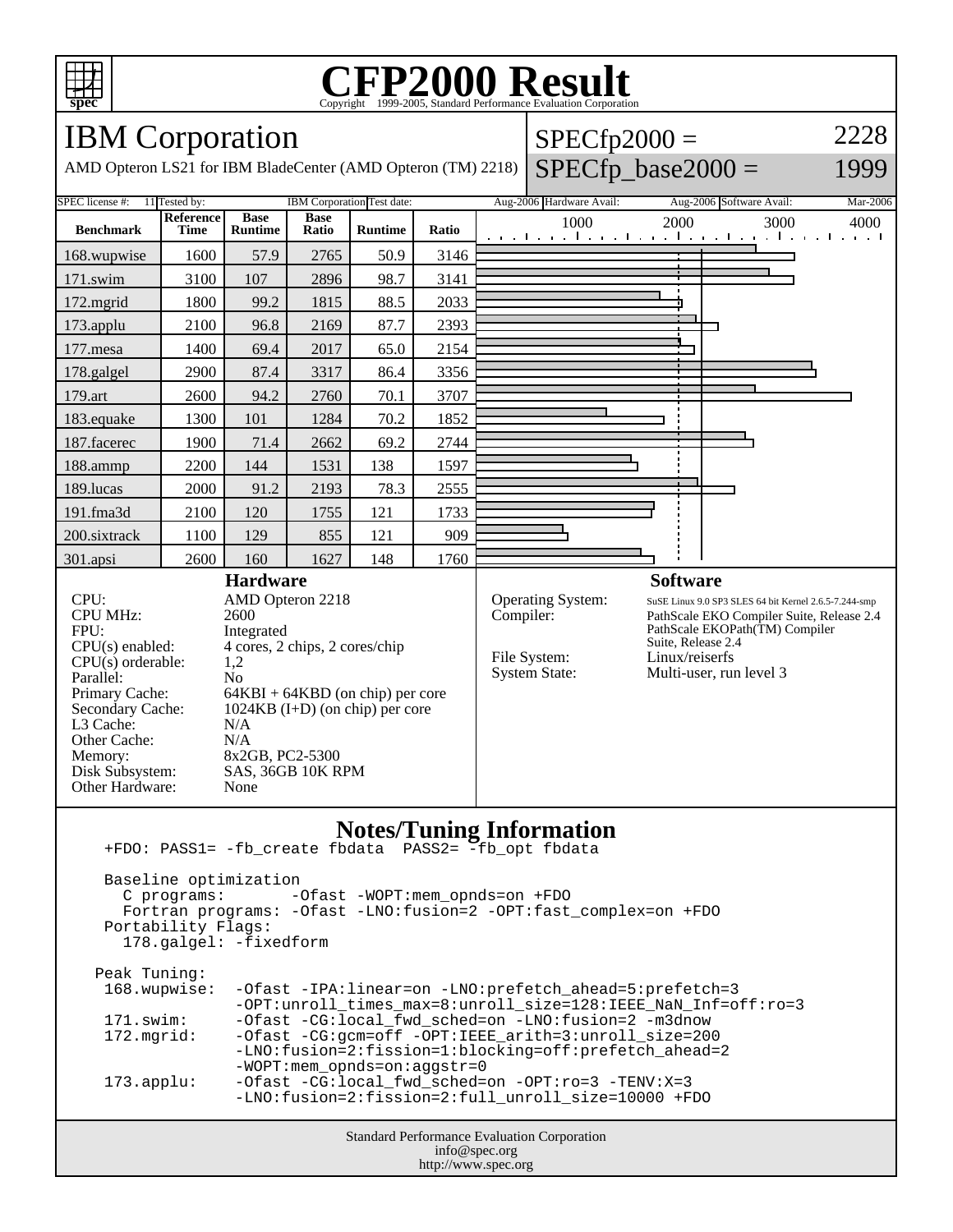# CFP2000 Result

Copyright 1999-2005, Standard Performance Evaluation Corporation

## IBM Corporation

AMD Opteron LS21 for IBM BladeCenter (AMD Opteron (TM) 2218)

SPECfp2000 = 2228

SPECfp_base2000 = 1999

SPEC license #: 11 | Tested by: IBM Corporation | Test date: Aug-2006 | Hardware Avail: Aug-2006 | Software Avail: Mar-2006

| Benchmark | Reference Time | Base Runtime | Base Ratio | Runtime | Ratio |
|---|---|---|---|---|---|
| 168.wupwise | 1600 | 57.9 | 2765 | 50.9 | 3146 |
| 171.swim | 3100 | 107 | 2896 | 98.7 | 3141 |
| 172.mgrid | 1800 | 99.2 | 1815 | 88.5 | 2033 |
| 173.applu | 2100 | 96.8 | 2169 | 87.7 | 2393 |
| 177.mesa | 1400 | 69.4 | 2017 | 65.0 | 2154 |
| 178.galgel | 2900 | 87.4 | 3317 | 86.4 | 3356 |
| 179.art | 2600 | 94.2 | 2760 | 70.1 | 3707 |
| 183.equake | 1300 | 101 | 1284 | 70.2 | 1852 |
| 187.facerec | 1900 | 71.4 | 2662 | 69.2 | 2744 |
| 188.ammp | 2200 | 144 | 1531 | 138 | 1597 |
| 189.lucas | 2000 | 91.2 | 2193 | 78.3 | 2555 |
| 191.fma3d | 2100 | 120 | 1755 | 121 | 1733 |
| 200.sixtrack | 1100 | 129 | 855 | 121 | 909 |
| 301.apsi | 2600 | 160 | 1627 | 148 | 1760 |

### Hardware

| | |
|---|---|
| CPU: | AMD Opteron 2218 |
| CPU MHz: | 2600 |
| FPU: | Integrated |
| CPU(s) enabled: | 4 cores, 2 chips, 2 cores/chip |
| CPU(s) orderable: | 1,2 |
| Parallel: | No |
| Primary Cache: | 64KBI + 64KBD (on chip) per core |
| Secondary Cache: | 1024KB (I+D) (on chip) per core |
| L3 Cache: | N/A |
| Other Cache: | N/A |
| Memory: | 8x2GB, PC2-5300 |
| Disk Subsystem: | SAS, 36GB 10K RPM |
| Other Hardware: | None |

### Software

| | |
|---|---|
| Operating System: | SuSE Linux 9.0 SP3 SLES 64 bit Kernel 2.6.5-7.244-smp |
| Compiler: | PathScale EKO Compiler Suite, Release 2.4 PathScale EKOPath(TM) Compiler Suite, Release 2.4 |
| File System: | Linux/reiserfs |
| System State: | Multi-user, run level 3 |

### Notes/Tuning Information

```
+FDO: PASS1= -fb_create fbdata  PASS2= -fb_opt fbdata

Baseline optimization
  C programs:       -Ofast -WOPT:mem_opnds=on +FDO
  Fortran programs: -Ofast -LNO:fusion=2 -OPT:fast_complex=on +FDO
Portability Flags:
  178.galgel: -fixedform

Peak Tuning:
 168.wupwise:  -Ofast -IPA:linear=on -LNO:prefetch_ahead=5:prefetch=3
               -OPT:unroll_times_max=8:unroll_size=128:IEEE_NaN_Inf=off:ro=3
 171.swim:     -Ofast -CG:local_fwd_sched=on -LNO:fusion=2 -m3dnow
 172.mgrid:    -Ofast -CG:gcm=off -OPT:IEEE_arith=3:unroll_size=200
               -LNO:fusion=2:fission=1:blocking=off:prefetch_ahead=2
               -WOPT:mem_opnds=on:aggstr=0
 173.applu:    -Ofast -CG:local_fwd_sched=on -OPT:ro=3 -TENV:X=3
               -LNO:fusion=2:fission=2:full_unroll_size=10000 +FDO
```

Standard Performance Evaluation Corporation
info@spec.org
http://www.spec.org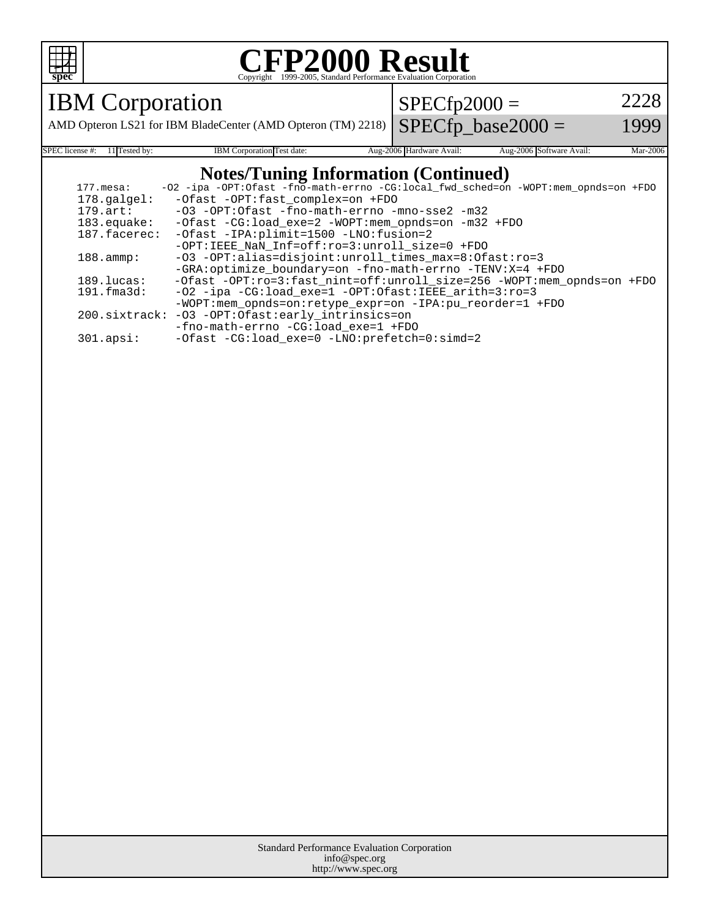# CFP2000 Result

Copyright 1999-2005, Standard Performance Evaluation Corporation

## IBM Corporation

AMD Opteron LS21 for IBM BladeCenter (AMD Opteron (TM) 2218)

SPECfp2000 = 2228

SPECfp_base2000 = 1999

| SPEC license #: | 11 | Tested by: | IBM Corporation | Test date: | Aug-2006 | Hardware Avail: | Aug-2006 | Software Avail: | Mar-2006 |
|---|---|---|---|---|---|---|---|---|---|

### Notes/Tuning Information (Continued)

```
177.mesa:      -O2 -ipa -OPT:Ofast -fno-math-errno -CG:local_fwd_sched=on -WOPT:mem_opnds=on +FDO
178.galgel:    -Ofast -OPT:fast_complex=on +FDO
179.art:       -O3 -OPT:Ofast -fno-math-errno -mno-sse2 -m32
183.equake:    -Ofast -CG:load_exe=2 -WOPT:mem_opnds=on -m32 +FDO
187.facerec:   -Ofast -IPA:plimit=1500 -LNO:fusion=2
               -OPT:IEEE_NaN_Inf=off:ro=3:unroll_size=0 +FDO
188.ammp:      -O3 -OPT:alias=disjoint:unroll_times_max=8:Ofast:ro=3
               -GRA:optimize_boundary=on -fno-math-errno -TENV:X=4 +FDO
189.lucas:     -Ofast -OPT:ro=3:fast_nint=off:unroll_size=256 -WOPT:mem_opnds=on +FDO
191.fma3d:     -O2 -ipa -CG:load_exe=1 -OPT:Ofast:IEEE_arith=3:ro=3
               -WOPT:mem_opnds=on:retype_expr=on -IPA:pu_reorder=1 +FDO
200.sixtrack:  -O3 -OPT:Ofast:early_intrinsics=on
               -fno-math-errno -CG:load_exe=1 +FDO
301.apsi:      -Ofast -CG:load_exe=0 -LNO:prefetch=0:simd=2
```

Standard Performance Evaluation Corporation
info@spec.org
http://www.spec.org